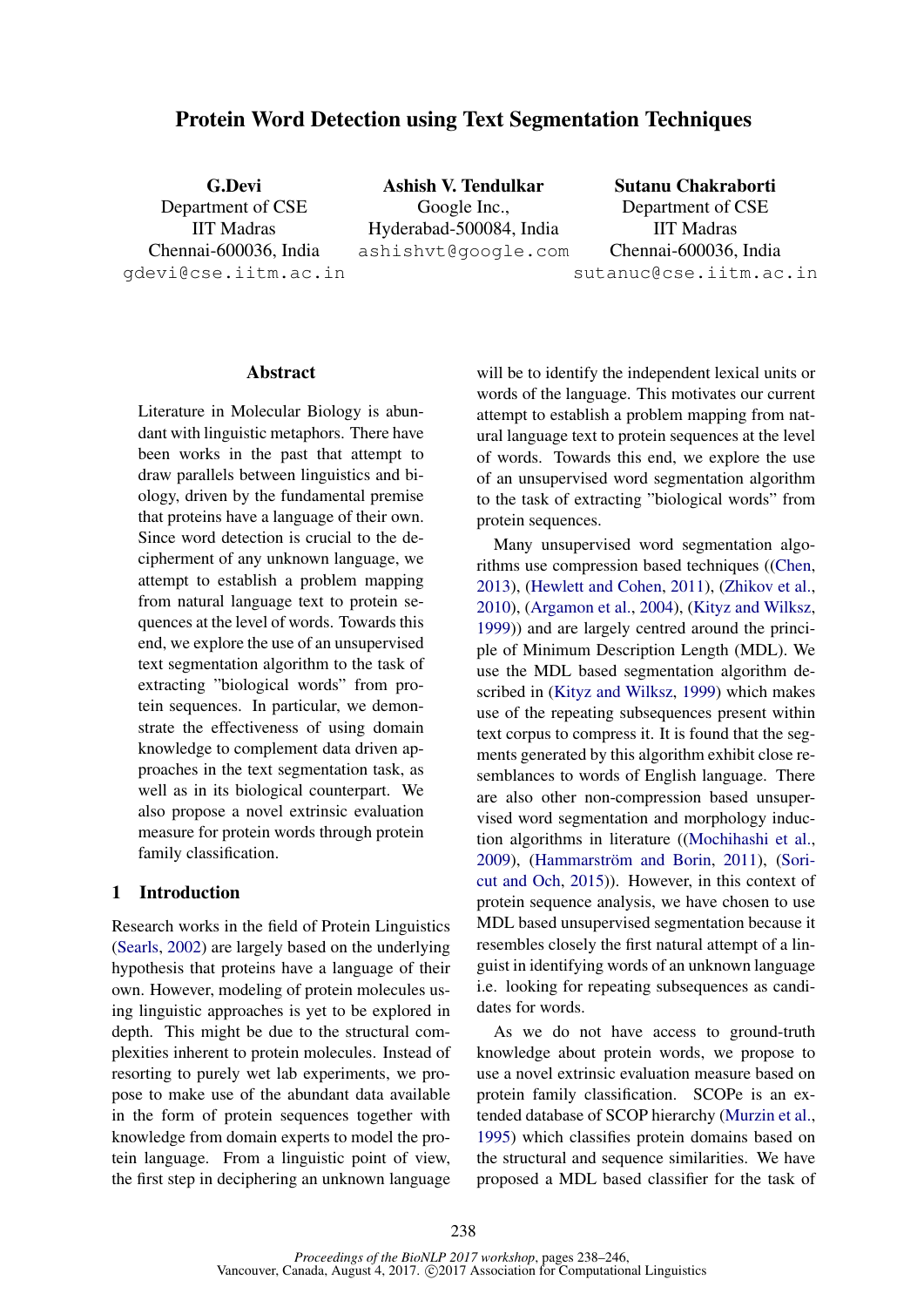# Protein Word Detection using Text Segmentation Techniques

**G.Devi**
Department of CSE
IIT Madras
Chennai-600036, India
gdevi@cse.iitm.ac.in

**Ashish V. Tendulkar**
Google Inc.,
Hyderabad-500084, India
ashishvt@google.com

**Sutanu Chakraborti**
Department of CSE
IIT Madras
Chennai-600036, India
sutanuc@cse.iitm.ac.in

## Abstract

Literature in Molecular Biology is abundant with linguistic metaphors. There have been works in the past that attempt to draw parallels between linguistics and biology, driven by the fundamental premise that proteins have a language of their own. Since word detection is crucial to the decipherment of any unknown language, we attempt to establish a problem mapping from natural language text to protein sequences at the level of words. Towards this end, we explore the use of an unsupervised text segmentation algorithm to the task of extracting "biological words" from protein sequences. In particular, we demonstrate the effectiveness of using domain knowledge to complement data driven approaches in the text segmentation task, as well as in its biological counterpart. We also propose a novel extrinsic evaluation measure for protein words through protein family classification.

## 1 Introduction

Research works in the field of Protein Linguistics (Searls, 2002) are largely based on the underlying hypothesis that proteins have a language of their own. However, modeling of protein molecules using linguistic approaches is yet to be explored in depth. This might be due to the structural complexities inherent to protein molecules. Instead of resorting to purely wet lab experiments, we propose to make use of the abundant data available in the form of protein sequences together with knowledge from domain experts to model the protein language. From a linguistic point of view, the first step in deciphering an unknown language will be to identify the independent lexical units or words of the language. This motivates our current attempt to establish a problem mapping from natural language text to protein sequences at the level of words. Towards this end, we explore the use of an unsupervised word segmentation algorithm to the task of extracting "biological words" from protein sequences.

Many unsupervised word segmentation algorithms use compression based techniques ((Chen, 2013), (Hewlett and Cohen, 2011), (Zhikov et al., 2010), (Argamon et al., 2004), (Kityz and Wilksz, 1999)) and are largely centred around the principle of Minimum Description Length (MDL). We use the MDL based segmentation algorithm described in (Kityz and Wilksz, 1999) which makes use of the repeating subsequences present within text corpus to compress it. It is found that the segments generated by this algorithm exhibit close resemblances to words of English language. There are also other non-compression based unsupervised word segmentation and morphology induction algorithms in literature ((Mochihashi et al., 2009), (Hammarström and Borin, 2011), (Soricut and Och, 2015)). However, in this context of protein sequence analysis, we have chosen to use MDL based unsupervised segmentation because it resembles closely the first natural attempt of a linguist in identifying words of an unknown language i.e. looking for repeating subsequences as candidates for words.

As we do not have access to ground-truth knowledge about protein words, we propose to use a novel extrinsic evaluation measure based on protein family classification. SCOPe is an extended database of SCOP hierarchy (Murzin et al., 1995) which classifies protein domains based on the structural and sequence similarities. We have proposed a MDL based classifier for the task of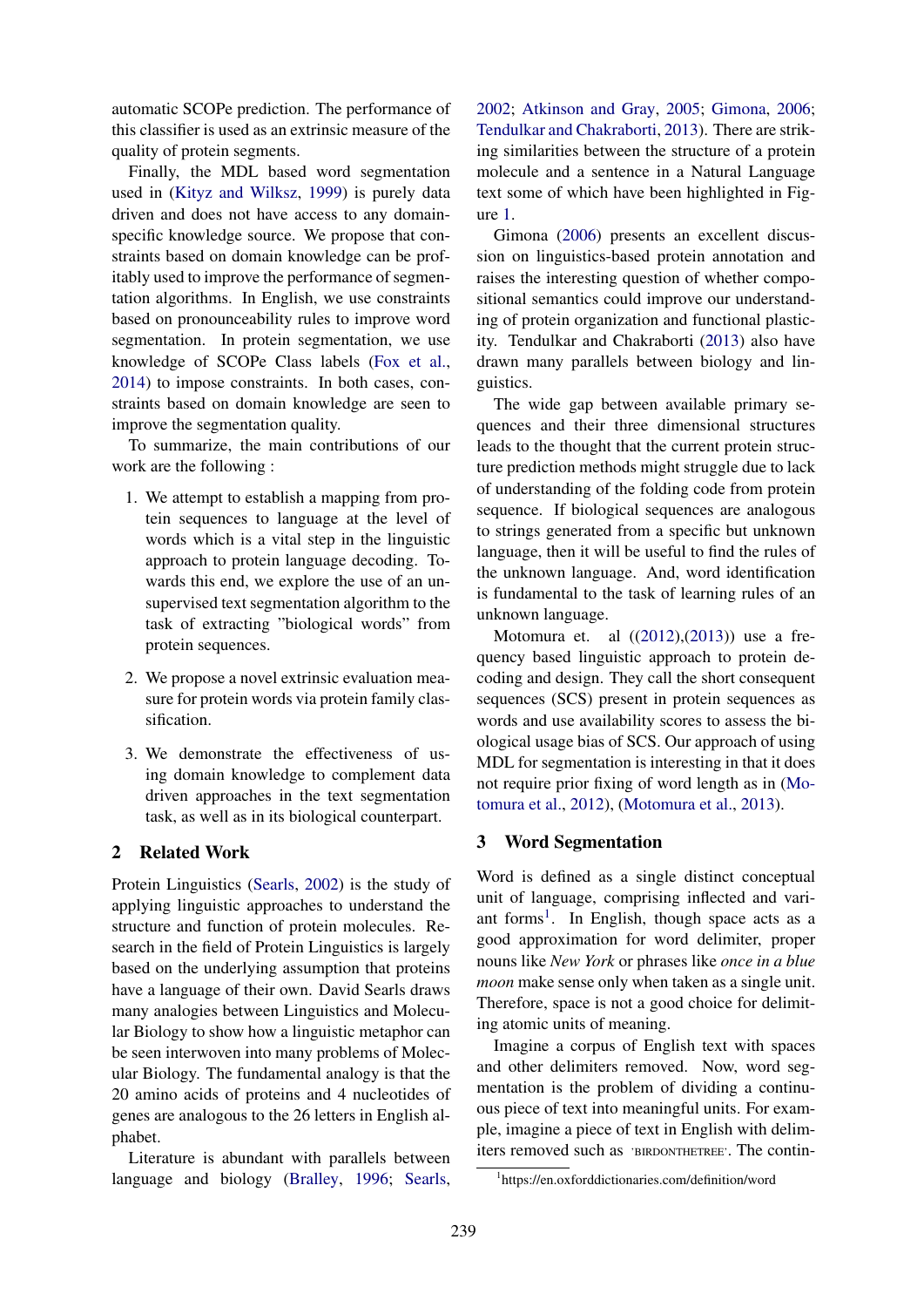automatic SCOPe prediction. The performance of this classifier is used as an extrinsic measure of the quality of protein segments.

Finally, the MDL based word segmentation used in (Kityz and Wilksz, 1999) is purely data driven and does not have access to any domain-specific knowledge source. We propose that constraints based on domain knowledge can be profitably used to improve the performance of segmentation algorithms. In English, we use constraints based on pronounceability rules to improve word segmentation. In protein segmentation, we use knowledge of SCOPe Class labels (Fox et al., 2014) to impose constraints. In both cases, constraints based on domain knowledge are seen to improve the segmentation quality.

To summarize, the main contributions of our work are the following :

1. We attempt to establish a mapping from protein sequences to language at the level of words which is a vital step in the linguistic approach to protein language decoding. Towards this end, we explore the use of an unsupervised text segmentation algorithm to the task of extracting "biological words" from protein sequences.

2. We propose a novel extrinsic evaluation measure for protein words via protein family classification.

3. We demonstrate the effectiveness of using domain knowledge to complement data driven approaches in the text segmentation task, as well as in its biological counterpart.

## 2 Related Work

Protein Linguistics (Searls, 2002) is the study of applying linguistic approaches to understand the structure and function of protein molecules. Research in the field of Protein Linguistics is largely based on the underlying assumption that proteins have a language of their own. David Searls draws many analogies between Linguistics and Molecular Biology to show how a linguistic metaphor can be seen interwoven into many problems of Molecular Biology. The fundamental analogy is that the 20 amino acids of proteins and 4 nucleotides of genes are analogous to the 26 letters in English alphabet.

Literature is abundant with parallels between language and biology (Bralley, 1996; Searls, 2002; Atkinson and Gray, 2005; Gimona, 2006; Tendulkar and Chakraborti, 2013). There are striking similarities between the structure of a protein molecule and a sentence in a Natural Language text some of which have been highlighted in Figure 1.

Gimona (2006) presents an excellent discussion on linguistics-based protein annotation and raises the interesting question of whether compositional semantics could improve our understanding of protein organization and functional plasticity. Tendulkar and Chakraborti (2013) also have drawn many parallels between biology and linguistics.

The wide gap between available primary sequences and their three dimensional structures leads to the thought that the current protein structure prediction methods might struggle due to lack of understanding of the folding code from protein sequence. If biological sequences are analogous to strings generated from a specific but unknown language, then it will be useful to find the rules of the unknown language. And, word identification is fundamental to the task of learning rules of an unknown language.

Motomura et. al ((2012),(2013)) use a frequency based linguistic approach to protein decoding and design. They call the short consequent sequences (SCS) present in protein sequences as words and use availability scores to assess the biological usage bias of SCS. Our approach of using MDL for segmentation is interesting in that it does not require prior fixing of word length as in (Motomura et al., 2012), (Motomura et al., 2013).

## 3 Word Segmentation

Word is defined as a single distinct conceptual unit of language, comprising inflected and variant forms[1]. In English, though space acts as a good approximation for word delimiter, proper nouns like *New York* or phrases like *once in a blue moon* make sense only when taken as a single unit. Therefore, space is not a good choice for delimiting atomic units of meaning.

Imagine a corpus of English text with spaces and other delimiters removed. Now, word segmentation is the problem of dividing a continuous piece of text into meaningful units. For example, imagine a piece of text in English with delimiters removed such as 'BIRDONTHETREE'. The contin-

[1] https://en.oxforddictionaries.com/definition/word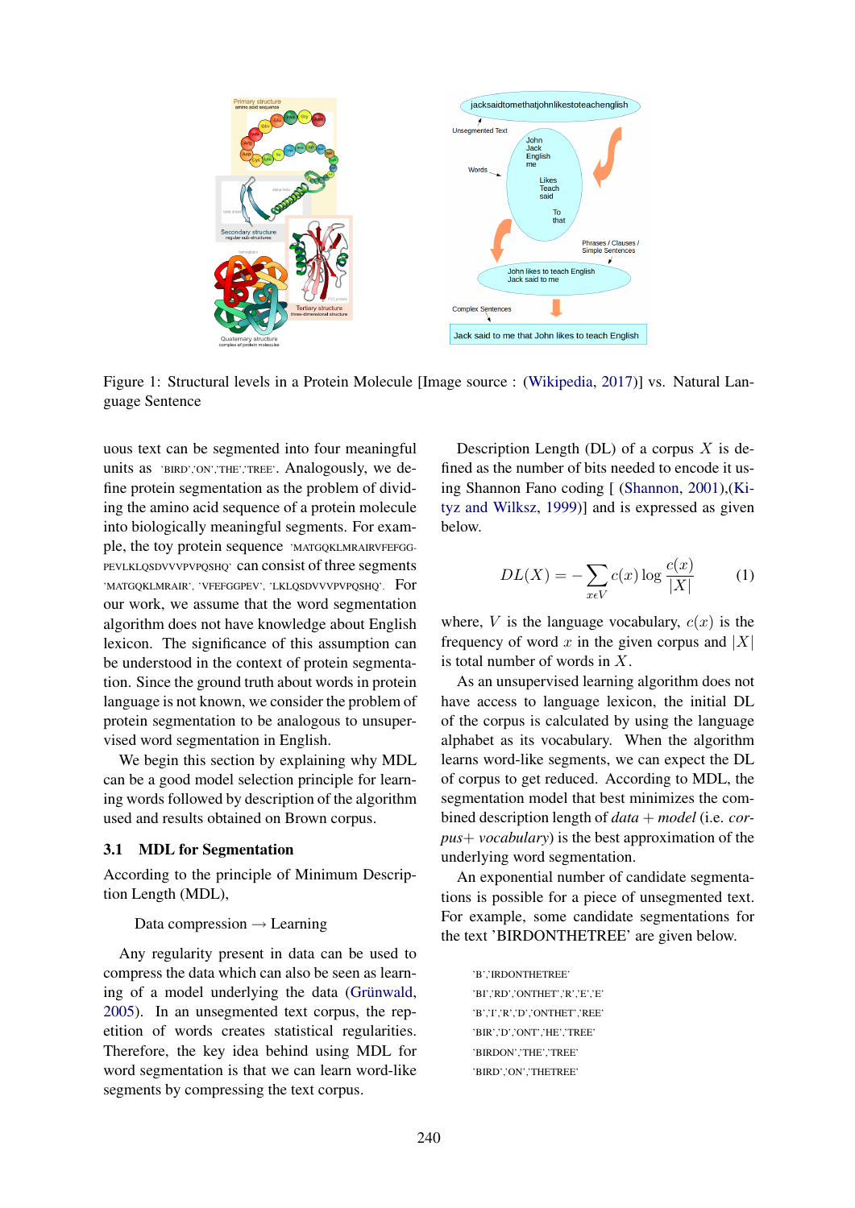Figure 1: Structural levels in a Protein Molecule [Image source : (Wikipedia, 2017)] vs. Natural Language Sentence

uous text can be segmented into four meaningful units as 'BIRD','ON','THE','TREE'. Analogously, we define protein segmentation as the problem of dividing the amino acid sequence of a protein molecule into biologically meaningful segments. For example, the toy protein sequence 'MATGQKLMRAIRVFEFGG-PEVLKLQSDVVVPVPQSHQ' can consist of three segments 'MATGQKLMRAIR', 'VFEFGGPEV', 'LKLQSDVVVPVPQSHQ'. For our work, we assume that the word segmentation algorithm does not have knowledge about English lexicon. The significance of this assumption can be understood in the context of protein segmentation. Since the ground truth about words in protein language is not known, we consider the problem of protein segmentation to be analogous to unsupervised word segmentation in English.

We begin this section by explaining why MDL can be a good model selection principle for learning words followed by description of the algorithm used and results obtained on Brown corpus.

### 3.1 MDL for Segmentation

According to the principle of Minimum Description Length (MDL),

Data compression $\rightarrow$ Learning

Any regularity present in data can be used to compress the data which can also be seen as learning of a model underlying the data (Grünwald, 2005). In an unsegmented text corpus, the repetition of words creates statistical regularities. Therefore, the key idea behind using MDL for word segmentation is that we can learn word-like segments by compressing the text corpus.

Description Length (DL) of a corpus $X$ is defined as the number of bits needed to encode it using Shannon Fano coding [ (Shannon, 2001),(Kityz and Wilksz, 1999)] and is expressed as given below.

$$DL(X) = -\sum_{x \epsilon V} c(x) \log \frac{c(x)}{|X|} \qquad (1)$$

where, $V$ is the language vocabulary, $c(x)$ is the frequency of word $x$ in the given corpus and $|X|$ is total number of words in $X$.

As an unsupervised learning algorithm does not have access to language lexicon, the initial DL of the corpus is calculated by using the language alphabet as its vocabulary. When the algorithm learns word-like segments, we can expect the DL of corpus to get reduced. According to MDL, the segmentation model that best minimizes the combined description length of *data* + *model* (i.e. *corpus*+ *vocabulary*) is the best approximation of the underlying word segmentation.

An exponential number of candidate segmentations is possible for a piece of unsegmented text. For example, some candidate segmentations for the text 'BIRDONTHETREE' are given below.

'B','IRDONTHETREE'

'BI','RD','ONTHET','R','E','E'

'B','I','R','D','ONTHET','REE'

'BIR','D','ONT','HE','TREE'

'BIRDON','THE','TREE'

'BIRD','ON','THETREE'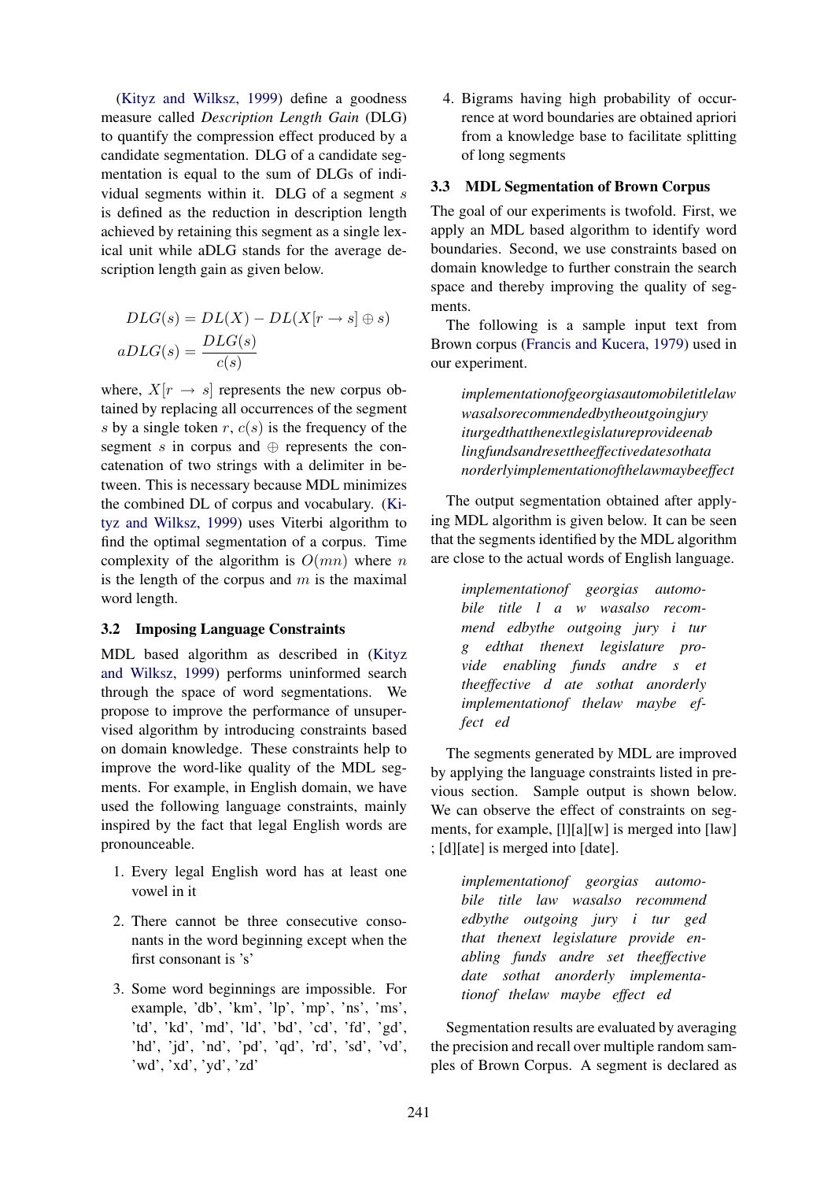(Kityz and Wilksz, 1999) define a goodness measure called *Description Length Gain* (DLG) to quantify the compression effect produced by a candidate segmentation. DLG of a candidate segmentation is equal to the sum of DLGs of individual segments within it. DLG of a segment $s$ is defined as the reduction in description length achieved by retaining this segment as a single lexical unit while aDLG stands for the average description length gain as given below.

$$DLG(s) = DL(X) - DL(X[r \rightarrow s] \oplus s)$$

$$aDLG(s) = \frac{DLG(s)}{c(s)}$$

where, $X[r \rightarrow s]$ represents the new corpus obtained by replacing all occurrences of the segment $s$ by a single token $r$, $c(s)$ is the frequency of the segment $s$ in corpus and $\oplus$ represents the concatenation of two strings with a delimiter in between. This is necessary because MDL minimizes the combined DL of corpus and vocabulary. (Kityz and Wilksz, 1999) uses Viterbi algorithm to find the optimal segmentation of a corpus. Time complexity of the algorithm is $O(mn)$ where $n$ is the length of the corpus and $m$ is the maximal word length.

### 3.2 Imposing Language Constraints

MDL based algorithm as described in (Kityz and Wilksz, 1999) performs uninformed search through the space of word segmentations. We propose to improve the performance of unsupervised algorithm by introducing constraints based on domain knowledge. These constraints help to improve the word-like quality of the MDL segments. For example, in English domain, we have used the following language constraints, mainly inspired by the fact that legal English words are pronounceable.

1. Every legal English word has at least one vowel in it
2. There cannot be three consecutive consonants in the word beginning except when the first consonant is 's'
3. Some word beginnings are impossible. For example, 'db', 'km', 'lp', 'mp', 'ns', 'ms', 'td', 'kd', 'md', 'ld', 'bd', 'cd', 'fd', 'gd', 'hd', 'jd', 'nd', 'pd', 'qd', 'rd', 'sd', 'vd', 'wd', 'xd', 'yd', 'zd'
4. Bigrams having high probability of occurrence at word boundaries are obtained apriori from a knowledge base to facilitate splitting of long segments

### 3.3 MDL Segmentation of Brown Corpus

The goal of our experiments is twofold. First, we apply an MDL based algorithm to identify word boundaries. Second, we use constraints based on domain knowledge to further constrain the search space and thereby improving the quality of segments.

The following is a sample input text from Brown corpus (Francis and Kucera, 1979) used in our experiment.

> *implementationofgeorgiasautomobiletitlelaw wasalsorecommendedbytheoutgoingjury iturgedthatthenextlegislatureprovideenab lingfundsandresettheeffectivedatesothata norderlyimplementationofthelawmaybeeffect*

The output segmentation obtained after applying MDL algorithm is given below. It can be seen that the segments identified by the MDL algorithm are close to the actual words of English language.

> *implementationof georgias automobile title l a w wasalso recommend edbythe outgoing jury i tur g edthat thenext legislature provide enabling funds andre s et theeffective d ate sothat anorderly implementationof thelaw maybe effect ed*

The segments generated by MDL are improved by applying the language constraints listed in previous section. Sample output is shown below. We can observe the effect of constraints on segments, for example, [l][a][w] is merged into [law] ; [d][ate] is merged into [date].

> *implementationof georgias automobile title law wasalso recommend edbythe outgoing jury i tur ged that thenext legislature provide enabling funds andre set theeffective date sothat anorderly implementationof thelaw maybe effect ed*

Segmentation results are evaluated by averaging the precision and recall over multiple random samples of Brown Corpus. A segment is declared as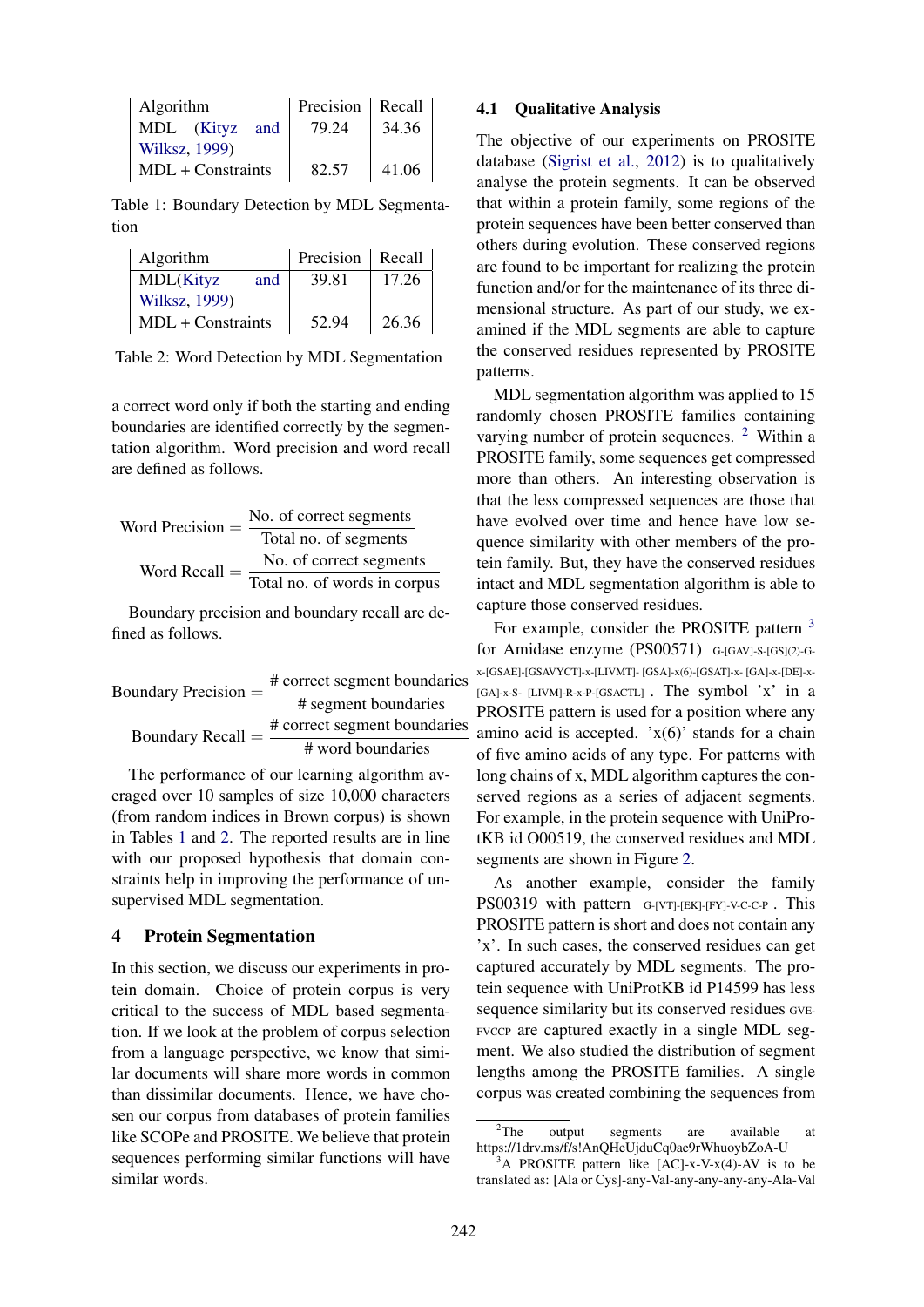| Algorithm | Precision | Recall |
|---|---|---|
| MDL (Kityz and Wilksz, 1999) | 79.24 | 34.36 |
| MDL + Constraints | 82.57 | 41.06 |

Table 1: Boundary Detection by MDL Segmentation

| Algorithm | Precision | Recall |
|---|---|---|
| MDL(Kityz and Wilksz, 1999) | 39.81 | 17.26 |
| MDL + Constraints | 52.94 | 26.36 |

Table 2: Word Detection by MDL Segmentation

a correct word only if both the starting and ending boundaries are identified correctly by the segmentation algorithm. Word precision and word recall are defined as follows.

$$\text{Word Precision} = \frac{\text{No. of correct segments}}{\text{Total no. of segments}}$$

$$\text{Word Recall} = \frac{\text{No. of correct segments}}{\text{Total no. of words in corpus}}$$

Boundary precision and boundary recall are defined as follows.

$$\text{Boundary Precision} = \frac{\text{\# correct segment boundaries}}{\text{\# segment boundaries}}$$

$$\text{Boundary Recall} = \frac{\text{\# correct segment boundaries}}{\text{\# word boundaries}}$$

The performance of our learning algorithm averaged over 10 samples of size 10,000 characters (from random indices in Brown corpus) is shown in Tables 1 and 2. The reported results are in line with our proposed hypothesis that domain constraints help in improving the performance of unsupervised MDL segmentation.

## 4 Protein Segmentation

In this section, we discuss our experiments in protein domain. Choice of protein corpus is very critical to the success of MDL based segmentation. If we look at the problem of corpus selection from a language perspective, we know that similar documents will share more words in common than dissimilar documents. Hence, we have chosen our corpus from databases of protein families like SCOPe and PROSITE. We believe that protein sequences performing similar functions will have similar words.

### 4.1 Qualitative Analysis

The objective of our experiments on PROSITE database (Sigrist et al., 2012) is to qualitatively analyse the protein segments. It can be observed that within a protein family, some regions of the protein sequences have been better conserved than others during evolution. These conserved regions are found to be important for realizing the protein function and/or for the maintenance of its three dimensional structure. As part of our study, we examined if the MDL segments are able to capture the conserved residues represented by PROSITE patterns.

MDL segmentation algorithm was applied to 15 randomly chosen PROSITE families containing varying number of protein sequences. [2] Within a PROSITE family, some sequences get compressed more than others. An interesting observation is that the less compressed sequences are those that have evolved over time and hence have low sequence similarity with other members of the protein family. But, they have the conserved residues intact and MDL segmentation algorithm is able to capture those conserved residues.

For example, consider the PROSITE pattern [3] for Amidase enzyme (PS00571) G-[GAV]-S-[GS](2)-G-x-[GSAE]-[GSAVYCT]-x-[LIVMT]- [GSA]-x(6)-[GSAT]-x- [GA]-x-[DE]-x-[GA]-x-S- [LIVM]-R-x-P-[GSACTL] . The symbol 'x' in a PROSITE pattern is used for a position where any amino acid is accepted. 'x(6)' stands for a chain of five amino acids of any type. For patterns with long chains of x, MDL algorithm captures the conserved regions as a series of adjacent segments. For example, in the protein sequence with UniProtKB id O00519, the conserved residues and MDL segments are shown in Figure 2.

As another example, consider the family PS00319 with pattern G-[VT]-[EK]-[FY]-V-C-C-P . This PROSITE pattern is short and does not contain any 'x'. In such cases, the conserved residues can get captured accurately by MDL segments. The protein sequence with UniProtKB id P14599 has less sequence similarity but its conserved residues GVEFVCCP are captured exactly in a single MDL segment. We also studied the distribution of segment lengths among the PROSITE families. A single corpus was created combining the sequences from

[2] The output segments are available at https://1drv.ms/f/s!AnQHeUjduCq0ae9rWhuoybZoA-U

[3] A PROSITE pattern like [AC]-x-V-x(4)-AV is to be translated as: [Ala or Cys]-any-Val-any-any-any-any-Ala-Val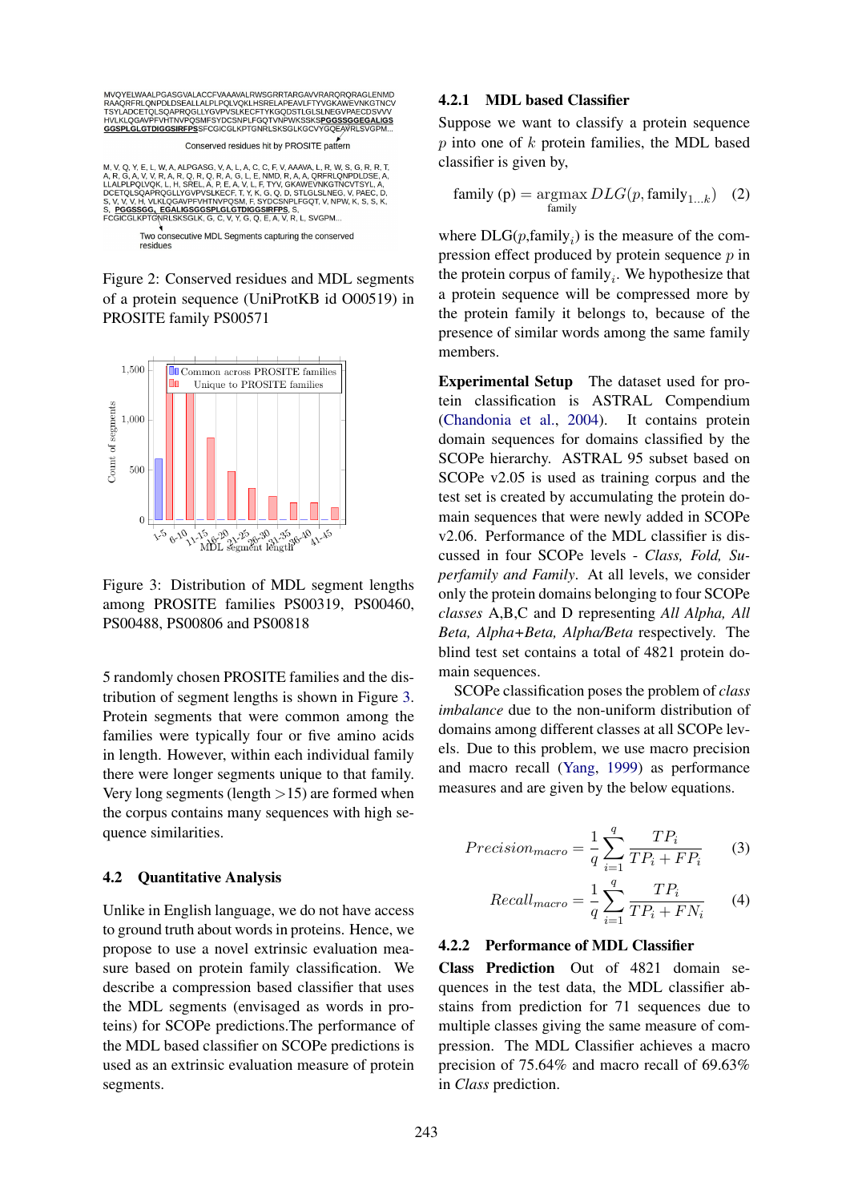Figure 2: Conserved residues and MDL segments of a protein sequence (UniProtKB id O00519) in PROSITE family PS00571

Figure 3: Distribution of MDL segment lengths among PROSITE families PS00319, PS00460, PS00488, PS00806 and PS00818

5 randomly chosen PROSITE families and the distribution of segment lengths is shown in Figure 3. Protein segments that were common among the families were typically four or five amino acids in length. However, within each individual family there were longer segments unique to that family. Very long segments (length >15) are formed when the corpus contains many sequences with high sequence similarities.

## 4.2 Quantitative Analysis

Unlike in English language, we do not have access to ground truth about words in proteins. Hence, we propose to use a novel extrinsic evaluation measure based on protein family classification. We describe a compression based classifier that uses the MDL segments (envisaged as words in proteins) for SCOPe predictions.The performance of the MDL based classifier on SCOPe predictions is used as an extrinsic evaluation measure of protein segments.

### 4.2.1 MDL based Classifier

Suppose we want to classify a protein sequence $p$ into one of $k$ protein families, the MDL based classifier is given by,

$$\text{family (p)} = \underset{\text{family}}{\text{argmax}}\, DLG(p, \text{family}_{1...k}) \quad (2)$$

where DLG($p$,family$_i$) is the measure of the compression effect produced by protein sequence $p$ in the protein corpus of family$_i$. We hypothesize that a protein sequence will be compressed more by the protein family it belongs to, because of the presence of similar words among the same family members.

**Experimental Setup** The dataset used for protein classification is ASTRAL Compendium (Chandonia et al., 2004). It contains protein domain sequences for domains classified by the SCOPe hierarchy. ASTRAL 95 subset based on SCOPe v2.05 is used as training corpus and the test set is created by accumulating the protein domain sequences that were newly added in SCOPe v2.06. Performance of the MDL classifier is discussed in four SCOPe levels - *Class, Fold, Superfamily and Family*. At all levels, we consider only the protein domains belonging to four SCOPe *classes* A,B,C and D representing *All Alpha, All Beta, Alpha+Beta, Alpha/Beta* respectively. The blind test set contains a total of 4821 protein domain sequences.

SCOPe classification poses the problem of *class imbalance* due to the non-uniform distribution of domains among different classes at all SCOPe levels. Due to this problem, we use macro precision and macro recall (Yang, 1999) as performance measures and are given by the below equations.

$$Precision_{macro} = \frac{1}{q}\sum_{i=1}^{q}\frac{TP_i}{TP_i + FP_i} \quad (3)$$

$$Recall_{macro} = \frac{1}{q}\sum_{i=1}^{q}\frac{TP_i}{TP_i + FN_i} \quad (4)$$

### 4.2.2 Performance of MDL Classifier

**Class Prediction** Out of 4821 domain sequences in the test data, the MDL classifier abstains from prediction for 71 sequences due to multiple classes giving the same measure of compression. The MDL Classifier achieves a macro precision of 75.64% and macro recall of 69.63% in *Class* prediction.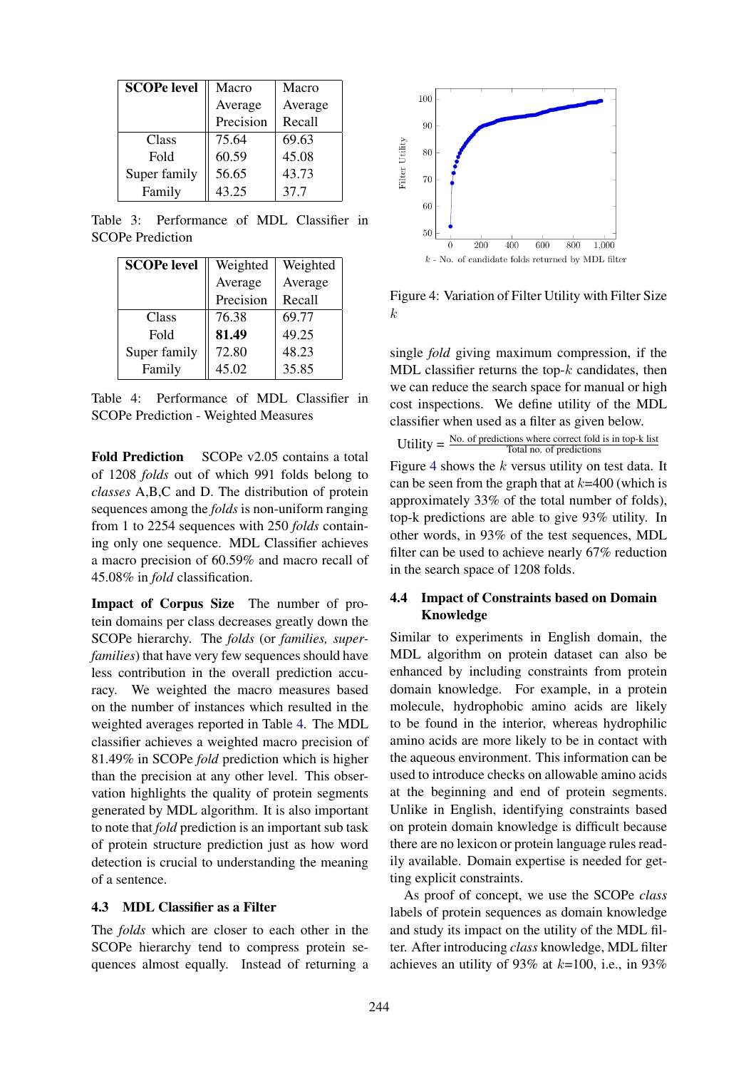| SCOPe level | Macro Average Precision | Macro Average Recall |
|---|---|---|
| Class | 75.64 | 69.63 |
| Fold | 60.59 | 45.08 |
| Super family | 56.65 | 43.73 |
| Family | 43.25 | 37.7 |

Table 3: Performance of MDL Classifier in SCOPe Prediction

| SCOPe level | Weighted Average Precision | Weighted Average Recall |
|---|---|---|
| Class | 76.38 | 69.77 |
| Fold | **81.49** | 49.25 |
| Super family | 72.80 | 48.23 |
| Family | 45.02 | 35.85 |

Table 4: Performance of MDL Classifier in SCOPe Prediction - Weighted Measures

**Fold Prediction** SCOPe v2.05 contains a total of 1208 *folds* out of which 991 folds belong to *classes* A,B,C and D. The distribution of protein sequences among the *folds* is non-uniform ranging from 1 to 2254 sequences with 250 *folds* containing only one sequence. MDL Classifier achieves a macro precision of 60.59% and macro recall of 45.08% in *fold* classification.

**Impact of Corpus Size** The number of protein domains per class decreases greatly down the SCOPe hierarchy. The *folds* (or *families, superfamilies*) that have very few sequences should have less contribution in the overall prediction accuracy. We weighted the macro measures based on the number of instances which resulted in the weighted averages reported in Table 4. The MDL classifier achieves a weighted macro precision of 81.49% in SCOPe *fold* prediction which is higher than the precision at any other level. This observation highlights the quality of protein segments generated by MDL algorithm. It is also important to note that *fold* prediction is an important sub task of protein structure prediction just as how word detection is crucial to understanding the meaning of a sentence.

### 4.3 MDL Classifier as a Filter

The *folds* which are closer to each other in the SCOPe hierarchy tend to compress protein sequences almost equally. Instead of returning a single *fold* giving maximum compression, if the MDL classifier returns the top-$k$ candidates, then we can reduce the search space for manual or high cost inspections. We define utility of the MDL classifier when used as a filter as given below.

$$\text{Utility} = \frac{\text{No. of predictions where correct fold is in top-k list}}{\text{Total no. of predictions}}$$

Figure 4: Variation of Filter Utility with Filter Size $k$

Figure 4 shows the $k$ versus utility on test data. It can be seen from the graph that at $k$=400 (which is approximately 33% of the total number of folds), top-k predictions are able to give 93% utility. In other words, in 93% of the test sequences, MDL filter can be used to achieve nearly 67% reduction in the search space of 1208 folds.

### 4.4 Impact of Constraints based on Domain Knowledge

Similar to experiments in English domain, the MDL algorithm on protein dataset can also be enhanced by including constraints from protein domain knowledge. For example, in a protein molecule, hydrophobic amino acids are likely to be found in the interior, whereas hydrophilic amino acids are more likely to be in contact with the aqueous environment. This information can be used to introduce checks on allowable amino acids at the beginning and end of protein segments. Unlike in English, identifying constraints based on protein domain knowledge is difficult because there are no lexicon or protein language rules readily available. Domain expertise is needed for getting explicit constraints.

As proof of concept, we use the SCOPe *class* labels of protein sequences as domain knowledge and study its impact on the utility of the MDL filter. After introducing *class* knowledge, MDL filter achieves an utility of 93% at $k$=100, i.e., in 93%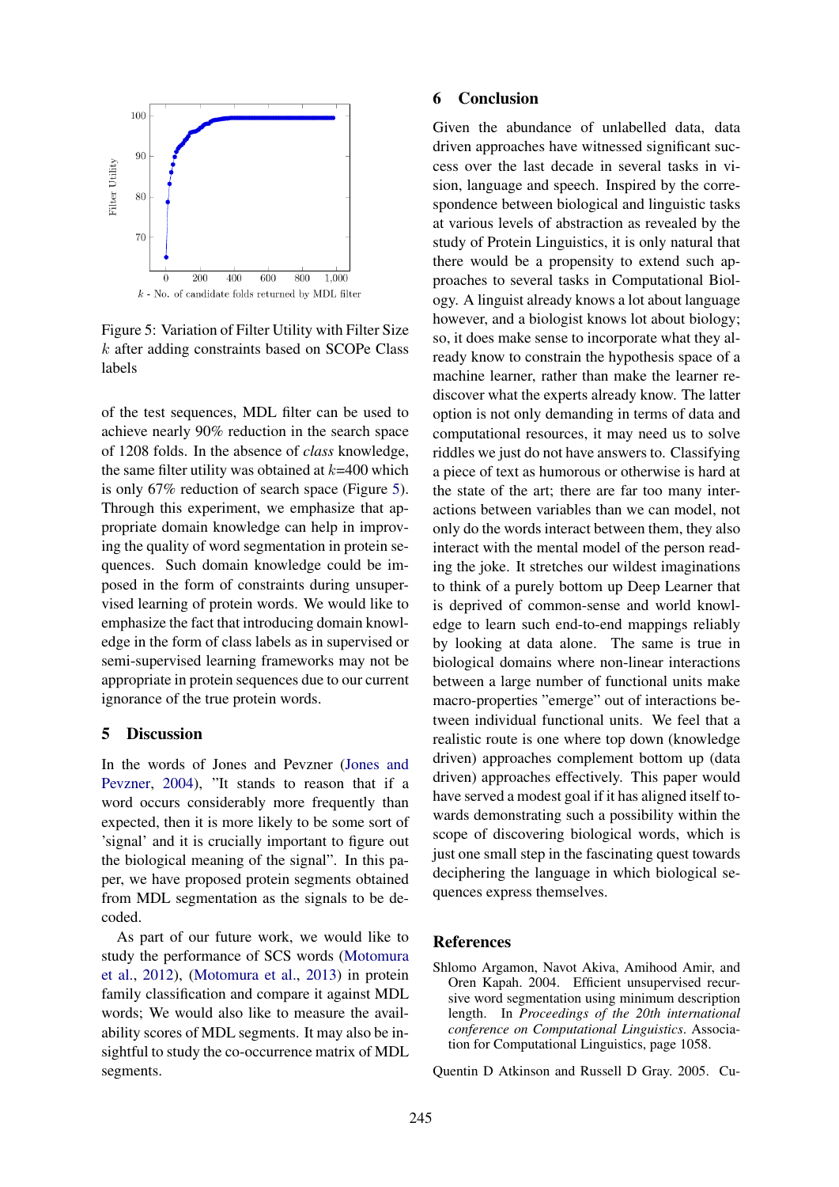Figure 5: Variation of Filter Utility with Filter Size $k$ after adding constraints based on SCOPe Class labels

of the test sequences, MDL filter can be used to achieve nearly 90% reduction in the search space of 1208 folds. In the absence of *class* knowledge, the same filter utility was obtained at $k$=400 which is only 67% reduction of search space (Figure 5). Through this experiment, we emphasize that appropriate domain knowledge can help in improving the quality of word segmentation in protein sequences. Such domain knowledge could be imposed in the form of constraints during unsupervised learning of protein words. We would like to emphasize the fact that introducing domain knowledge in the form of class labels as in supervised or semi-supervised learning frameworks may not be appropriate in protein sequences due to our current ignorance of the true protein words.

## 5 Discussion

In the words of Jones and Pevzner (Jones and Pevzner, 2004), "It stands to reason that if a word occurs considerably more frequently than expected, then it is more likely to be some sort of 'signal' and it is crucially important to figure out the biological meaning of the signal". In this paper, we have proposed protein segments obtained from MDL segmentation as the signals to be decoded.

As part of our future work, we would like to study the performance of SCS words (Motomura et al., 2012), (Motomura et al., 2013) in protein family classification and compare it against MDL words; We would also like to measure the availability scores of MDL segments. It may also be insightful to study the co-occurence matrix of MDL segments.

## 6 Conclusion

Given the abundance of unlabelled data, data driven approaches have witnessed significant success over the last decade in several tasks in vision, language and speech. Inspired by the correspondence between biological and linguistic tasks at various levels of abstraction as revealed by the study of Protein Linguistics, it is only natural that there would be a propensity to extend such approaches to several tasks in Computational Biology. A linguist already knows a lot about language however, and a biologist knows lot about biology; so, it does make sense to incorporate what they already know to constrain the hypothesis space of a machine learner, rather than make the learner rediscover what the experts already know. The latter option is not only demanding in terms of data and computational resources, it may need us to solve riddles we just do not have answers to. Classifying a piece of text as humorous or otherwise is hard at the state of the art; there are far too many interactions between variables than we can model, not only do the words interact between them, they also interact with the mental model of the person reading the joke. It stretches our wildest imaginations to think of a purely bottom up Deep Learner that is deprived of common-sense and world knowledge to learn such end-to-end mappings reliably by looking at data alone. The same is true in biological domains where non-linear interactions between a large number of functional units make macro-properties "emerge" out of interactions between individual functional units. We feel that a realistic route is one where top down (knowledge driven) approaches complement bottom up (data driven) approaches effectively. This paper would have served a modest goal if it has aligned itself towards demonstrating such a possibility within the scope of discovering biological words, which is just one small step in the fascinating quest towards deciphering the language in which biological sequences express themselves.

## References

Shlomo Argamon, Navot Akiva, Amihood Amir, and Oren Kapah. 2004. Efficient unsupervised recursive word segmentation using minimum description length. In *Proceedings of the 20th international conference on Computational Linguistics*. Association for Computational Linguistics, page 1058.

Quentin D Atkinson and Russell D Gray. 2005. Cu-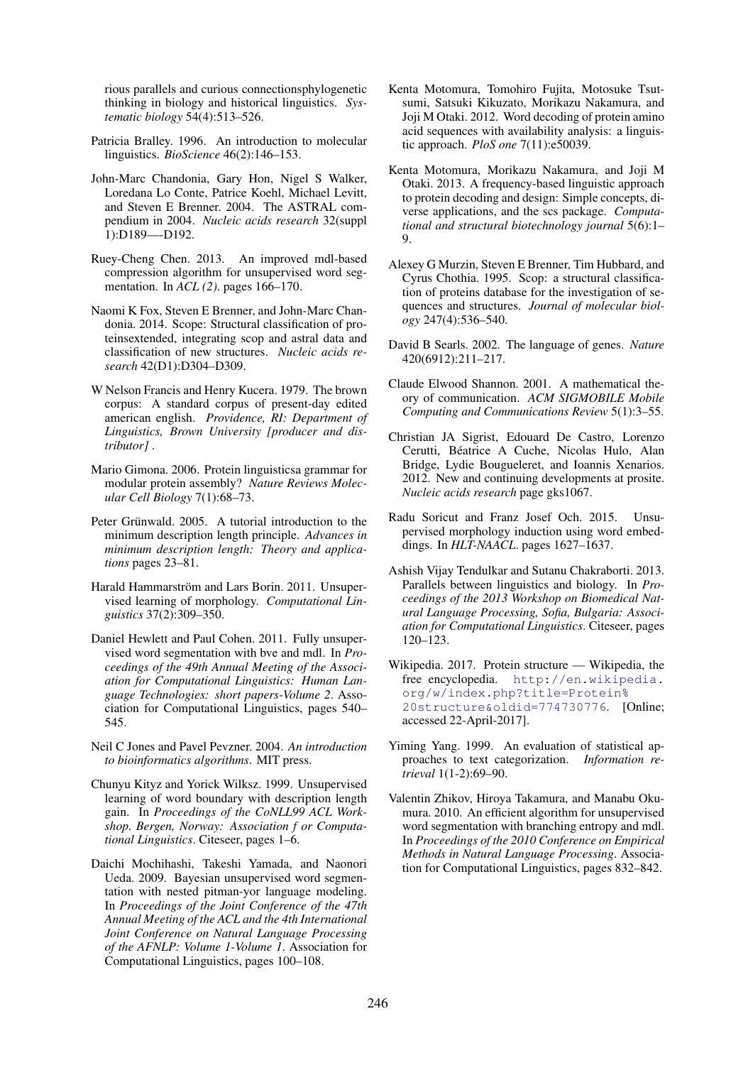rious parallels and curious connectionsphylogenetic thinking in biology and historical linguistics. *Systematic biology* 54(4):513–526.

Patricia Bralley. 1996. An introduction to molecular linguistics. *BioScience* 46(2):146–153.

John-Marc Chandonia, Gary Hon, Nigel S Walker, Loredana Lo Conte, Patrice Koehl, Michael Levitt, and Steven E Brenner. 2004. The ASTRAL compendium in 2004. *Nucleic acids research* 32(suppl 1):D189—-D192.

Ruey-Cheng Chen. 2013. An improved mdl-based compression algorithm for unsupervised word segmentation. In *ACL (2)*. pages 166–170.

Naomi K Fox, Steven E Brenner, and John-Marc Chandonia. 2014. Scope: Structural classification of proteinsextended, integrating scop and astral data and classification of new structures. *Nucleic acids research* 42(D1):D304–D309.

W Nelson Francis and Henry Kucera. 1979. The brown corpus: A standard corpus of present-day edited american english. *Providence, RI: Department of Linguistics, Brown University [producer and distributor]* .

Mario Gimona. 2006. Protein linguisticsa grammar for modular protein assembly? *Nature Reviews Molecular Cell Biology* 7(1):68–73.

Peter Grünwald. 2005. A tutorial introduction to the minimum description length principle. *Advances in minimum description length: Theory and applications* pages 23–81.

Harald Hammarström and Lars Borin. 2011. Unsupervised learning of morphology. *Computational Linguistics* 37(2):309–350.

Daniel Hewlett and Paul Cohen. 2011. Fully unsupervised word segmentation with bve and mdl. In *Proceedings of the 49th Annual Meeting of the Association for Computational Linguistics: Human Language Technologies: short papers-Volume 2*. Association for Computational Linguistics, pages 540–545.

Neil C Jones and Pavel Pevzner. 2004. *An introduction to bioinformatics algorithms*. MIT press.

Chunyu Kityz and Yorick Wilksz. 1999. Unsupervised learning of word boundary with description length gain. In *Proceedings of the CoNLL99 ACL Workshop. Bergen, Norway: Association f or Computational Linguistics*. Citeseer, pages 1–6.

Daichi Mochihashi, Takeshi Yamada, and Naonori Ueda. 2009. Bayesian unsupervised word segmentation with nested pitman-yor language modeling. In *Proceedings of the Joint Conference of the 47th Annual Meeting of the ACL and the 4th International Joint Conference on Natural Language Processing of the AFNLP: Volume 1-Volume 1*. Association for Computational Linguistics, pages 100–108.

Kenta Motomura, Tomohiro Fujita, Motosuke Tsutsumi, Satsuki Kikuzato, Morikazu Nakamura, and Joji M Otaki. 2012. Word decoding of protein amino acid sequences with availability analysis: a linguistic approach. *PloS one* 7(11):e50039.

Kenta Motomura, Morikazu Nakamura, and Joji M Otaki. 2013. A frequency-based linguistic approach to protein decoding and design: Simple concepts, diverse applications, and the scs package. *Computational and structural biotechnology journal* 5(6):1–9.

Alexey G Murzin, Steven E Brenner, Tim Hubbard, and Cyrus Chothia. 1995. Scop: a structural classification of proteins database for the investigation of sequences and structures. *Journal of molecular biology* 247(4):536–540.

David B Searls. 2002. The language of genes. *Nature* 420(6912):211–217.

Claude Elwood Shannon. 2001. A mathematical theory of communication. *ACM SIGMOBILE Mobile Computing and Communications Review* 5(1):3–55.

Christian JA Sigrist, Edouard De Castro, Lorenzo Cerutti, Béatrice A Cuche, Nicolas Hulo, Alan Bridge, Lydie Bougueleret, and Ioannis Xenarios. 2012. New and continuing developments at prosite. *Nucleic acids research* page gks1067.

Radu Soricut and Franz Josef Och. 2015. Unsupervised morphology induction using word embeddings. In *HLT-NAACL*. pages 1627–1637.

Ashish Vijay Tendulkar and Sutanu Chakraborti. 2013. Parallels between linguistics and biology. In *Proceedings of the 2013 Workshop on Biomedical Natural Language Processing, Sofia, Bulgaria: Association for Computational Linguistics*. Citeseer, pages 120–123.

Wikipedia. 2017. Protein structure — Wikipedia, the free encyclopedia. http://en.wikipedia.org/w/index.php?title=Protein%20structure&oldid=774730776. [Online; accessed 22-April-2017].

Yiming Yang. 1999. An evaluation of statistical approaches to text categorization. *Information retrieval* 1(1-2):69–90.

Valentin Zhikov, Hiroya Takamura, and Manabu Okumura. 2010. An efficient algorithm for unsupervised word segmentation with branching entropy and mdl. In *Proceedings of the 2010 Conference on Empirical Methods in Natural Language Processing*. Association for Computational Linguistics, pages 832–842.